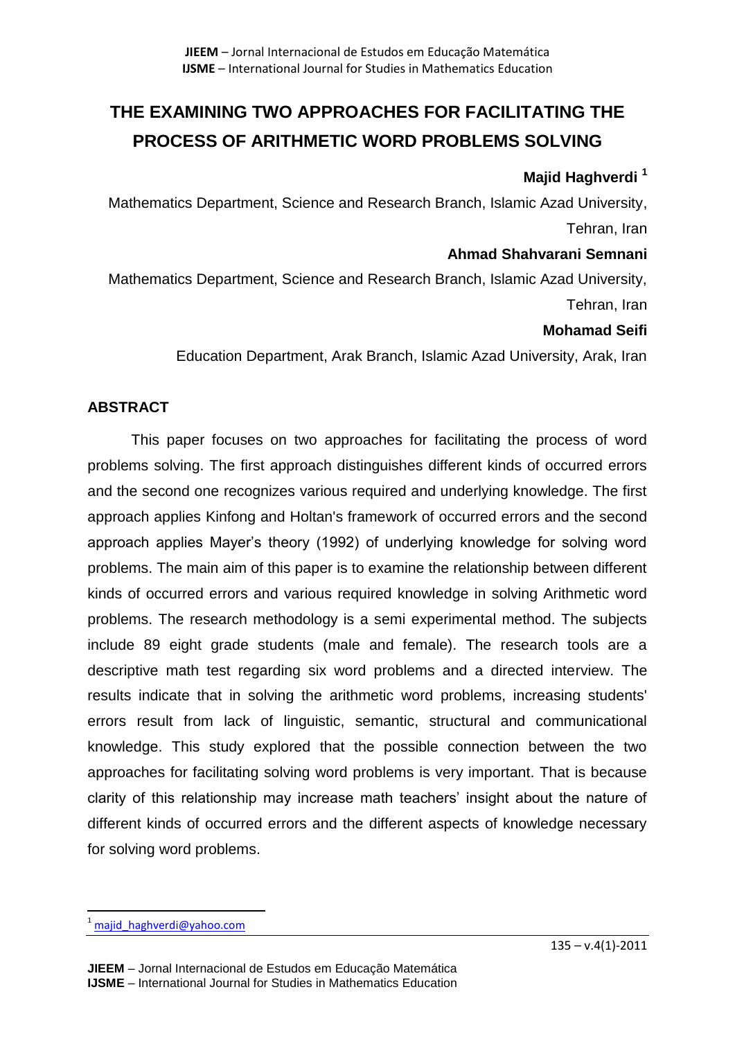# THE EXAMINING TWO APPROACHES FOR FACILITATING THE PROCESS OF ARITHMETIC WORD PROBLEMS SOLVING

**Majid Haghverdi** [1]

Mathematics Department, Science and Research Branch, Islamic Azad University, Tehran, Iran

**Ahmad Shahvarani Semnani**

Mathematics Department, Science and Research Branch, Islamic Azad University, Tehran, Iran

**Mohamad Seifi**

Education Department, Arak Branch, Islamic Azad University, Arak, Iran

## ABSTRACT

This paper focuses on two approaches for facilitating the process of word problems solving. The first approach distinguishes different kinds of occurred errors and the second one recognizes various required and underlying knowledge. The first approach applies Kinfong and Holtan's framework of occurred errors and the second approach applies Mayer's theory (1992) of underlying knowledge for solving word problems. The main aim of this paper is to examine the relationship between different kinds of occurred errors and various required knowledge in solving Arithmetic word problems. The research methodology is a semi experimental method. The subjects include 89 eight grade students (male and female). The research tools are a descriptive math test regarding six word problems and a directed interview. The results indicate that in solving the arithmetic word problems, increasing students' errors result from lack of linguistic, semantic, structural and communicational knowledge. This study explored that the possible connection between the two approaches for facilitating solving word problems is very important. That is because clarity of this relationship may increase math teachers' insight about the nature of different kinds of occurred errors and the different aspects of knowledge necessary for solving word problems.

[1] majid_haghverdi@yahoo.com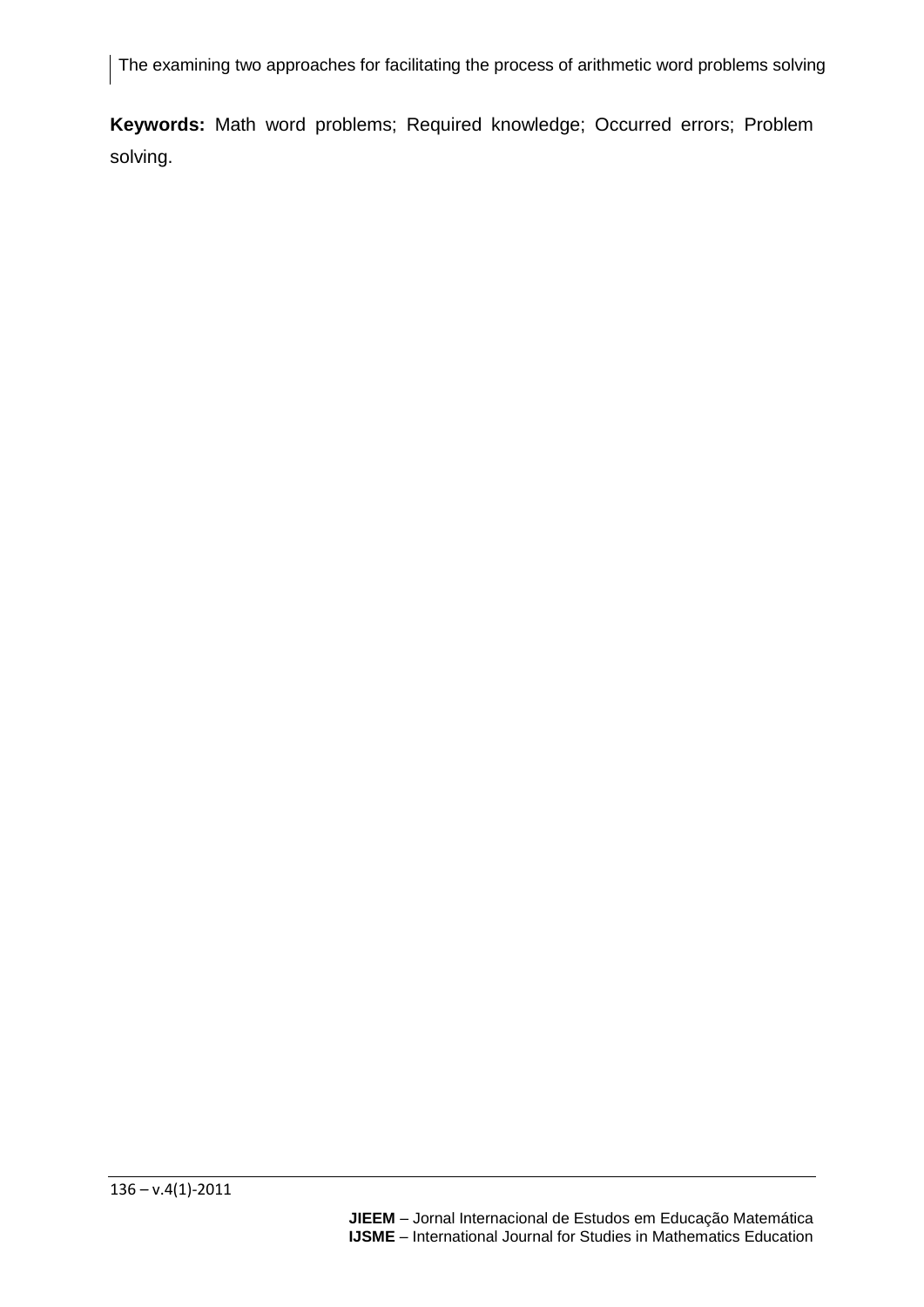**Keywords:** Math word problems; Required knowledge; Occurred errors; Problem solving.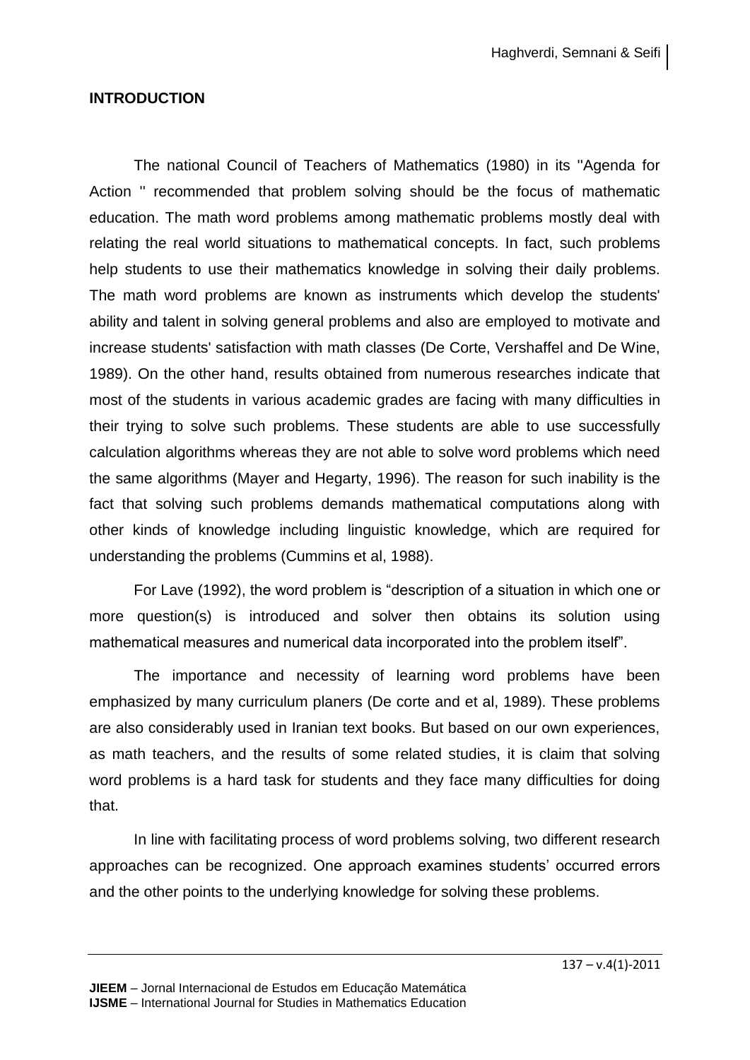**INTRODUCTION**

The national Council of Teachers of Mathematics (1980) in its ''Agenda for Action '' recommended that problem solving should be the focus of mathematic education. The math word problems among mathematic problems mostly deal with relating the real world situations to mathematical concepts. In fact, such problems help students to use their mathematics knowledge in solving their daily problems. The math word problems are known as instruments which develop the students' ability and talent in solving general problems and also are employed to motivate and increase students' satisfaction with math classes (De Corte, Vershaffel and De Wine, 1989). On the other hand, results obtained from numerous researches indicate that most of the students in various academic grades are facing with many difficulties in their trying to solve such problems. These students are able to use successfully calculation algorithms whereas they are not able to solve word problems which need the same algorithms (Mayer and Hegarty, 1996). The reason for such inability is the fact that solving such problems demands mathematical computations along with other kinds of knowledge including linguistic knowledge, which are required for understanding the problems (Cummins et al, 1988).

For Lave (1992), the word problem is "description of a situation in which one or more question(s) is introduced and solver then obtains its solution using mathematical measures and numerical data incorporated into the problem itself".

The importance and necessity of learning word problems have been emphasized by many curriculum planers (De corte and et al, 1989). These problems are also considerably used in Iranian text books. But based on our own experiences, as math teachers, and the results of some related studies, it is claim that solving word problems is a hard task for students and they face many difficulties for doing that.

In line with facilitating process of word problems solving, two different research approaches can be recognized. One approach examines students' occurred errors and the other points to the underlying knowledge for solving these problems.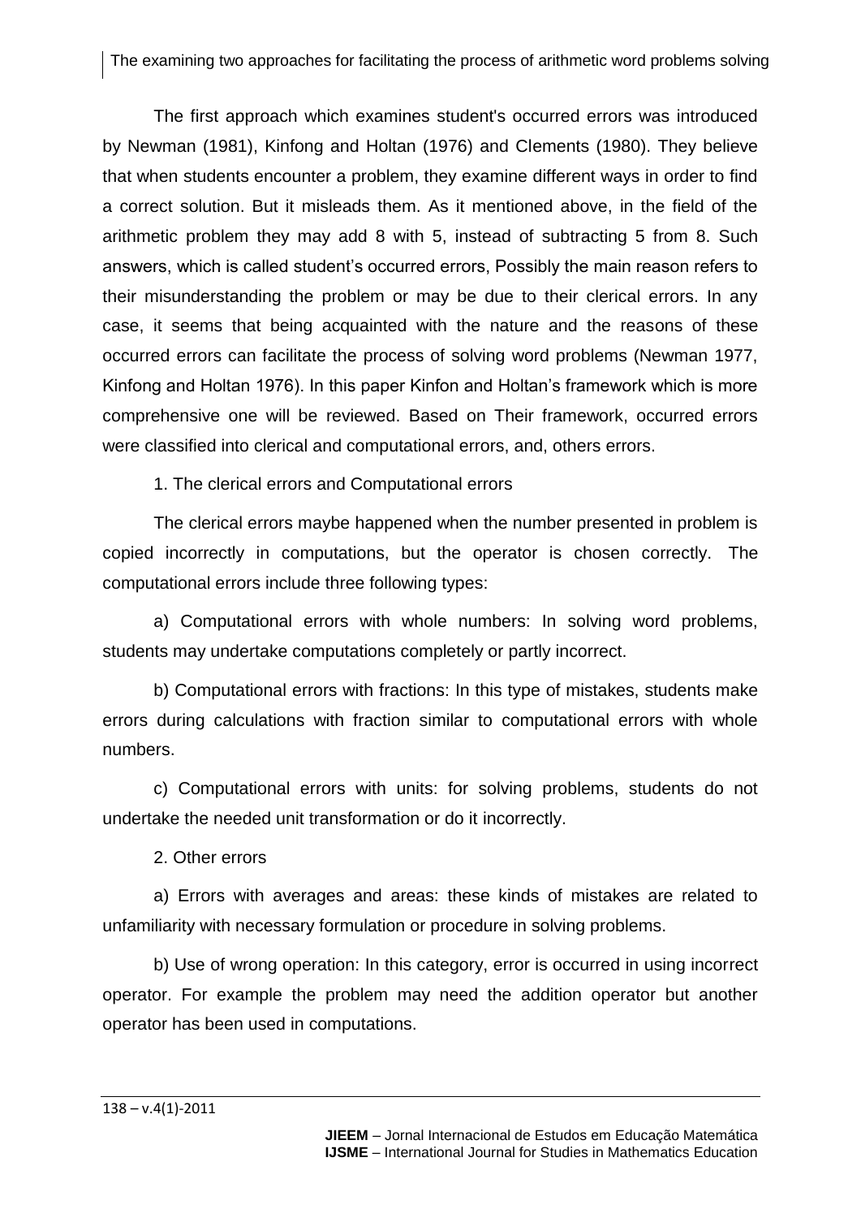The first approach which examines student's occurred errors was introduced by Newman (1981), Kinfong and Holtan (1976) and Clements (1980). They believe that when students encounter a problem, they examine different ways in order to find a correct solution. But it misleads them. As it mentioned above, in the field of the arithmetic problem they may add 8 with 5, instead of subtracting 5 from 8. Such answers, which is called student's occurred errors, Possibly the main reason refers to their misunderstanding the problem or may be due to their clerical errors. In any case, it seems that being acquainted with the nature and the reasons of these occurred errors can facilitate the process of solving word problems (Newman 1977, Kinfong and Holtan 1976). In this paper Kinfon and Holtan's framework which is more comprehensive one will be reviewed. Based on Their framework, occurred errors were classified into clerical and computational errors, and, others errors.

1. The clerical errors and Computational errors

The clerical errors maybe happened when the number presented in problem is copied incorrectly in computations, but the operator is chosen correctly. The computational errors include three following types:

a) Computational errors with whole numbers: In solving word problems, students may undertake computations completely or partly incorrect.

b) Computational errors with fractions: In this type of mistakes, students make errors during calculations with fraction similar to computational errors with whole numbers.

c) Computational errors with units: for solving problems, students do not undertake the needed unit transformation or do it incorrectly.

2. Other errors

a) Errors with averages and areas: these kinds of mistakes are related to unfamiliarity with necessary formulation or procedure in solving problems.

b) Use of wrong operation: In this category, error is occurred in using incorrect operator. For example the problem may need the addition operator but another operator has been used in computations.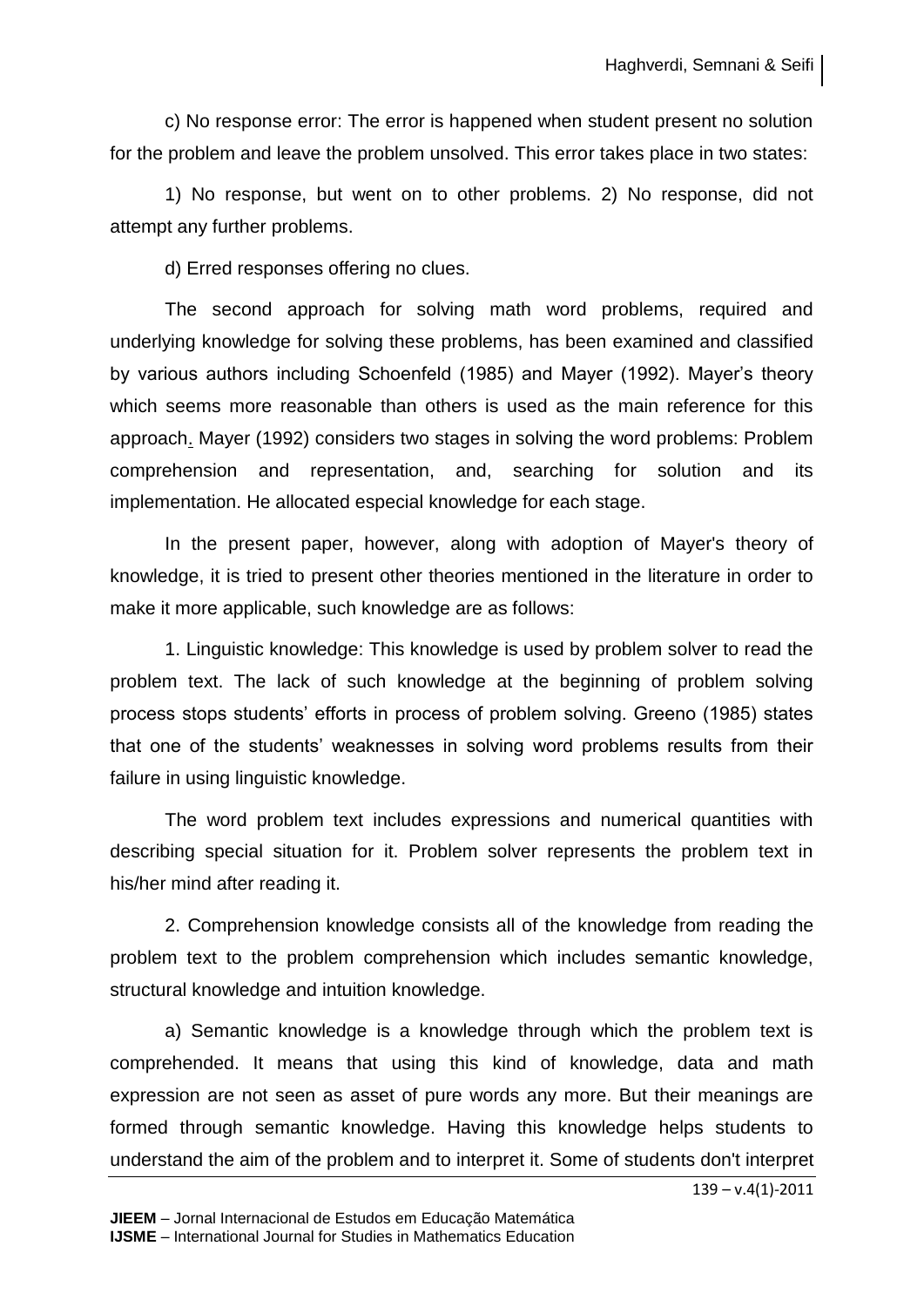c) No response error: The error is happened when student present no solution for the problem and leave the problem unsolved. This error takes place in two states:

1) No response, but went on to other problems. 2) No response, did not attempt any further problems.

d) Erred responses offering no clues.

The second approach for solving math word problems, required and underlying knowledge for solving these problems, has been examined and classified by various authors including Schoenfeld (1985) and Mayer (1992). Mayer's theory which seems more reasonable than others is used as the main reference for this approach. Mayer (1992) considers two stages in solving the word problems: Problem comprehension and representation, and, searching for solution and its implementation. He allocated especial knowledge for each stage.

In the present paper, however, along with adoption of Mayer's theory of knowledge, it is tried to present other theories mentioned in the literature in order to make it more applicable, such knowledge are as follows:

1. Linguistic knowledge: This knowledge is used by problem solver to read the problem text. The lack of such knowledge at the beginning of problem solving process stops students' efforts in process of problem solving. Greeno (1985) states that one of the students' weaknesses in solving word problems results from their failure in using linguistic knowledge.

The word problem text includes expressions and numerical quantities with describing special situation for it. Problem solver represents the problem text in his/her mind after reading it.

2. Comprehension knowledge consists all of the knowledge from reading the problem text to the problem comprehension which includes semantic knowledge, structural knowledge and intuition knowledge.

a) Semantic knowledge is a knowledge through which the problem text is comprehended. It means that using this kind of knowledge, data and math expression are not seen as asset of pure words any more. But their meanings are formed through semantic knowledge. Having this knowledge helps students to understand the aim of the problem and to interpret it. Some of students don't interpret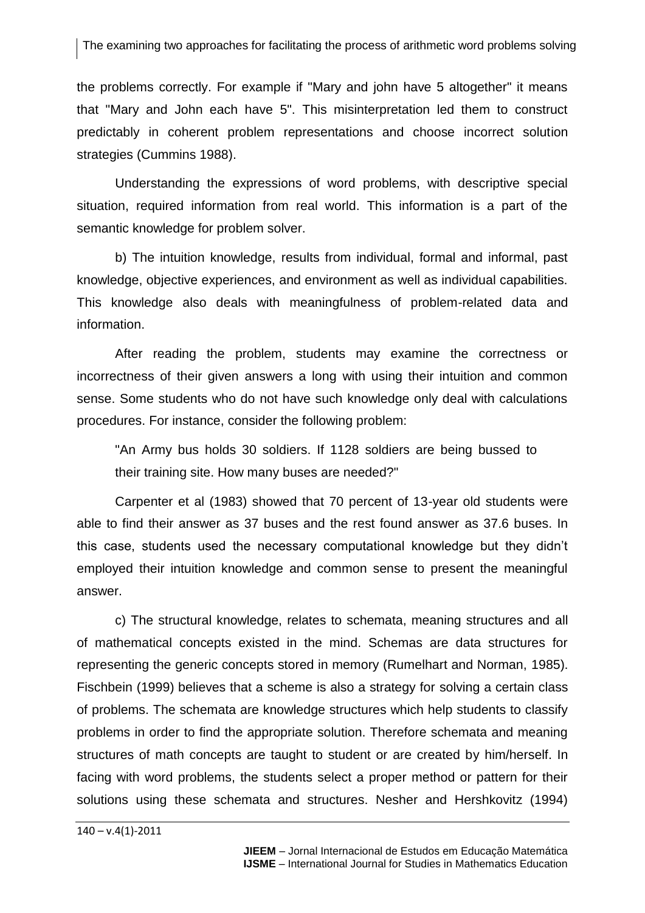the problems correctly. For example if "Mary and john have 5 altogether" it means that "Mary and John each have 5". This misinterpretation led them to construct predictably in coherent problem representations and choose incorrect solution strategies (Cummins 1988).

Understanding the expressions of word problems, with descriptive special situation, required information from real world. This information is a part of the semantic knowledge for problem solver.

b) The intuition knowledge, results from individual, formal and informal, past knowledge, objective experiences, and environment as well as individual capabilities. This knowledge also deals with meaningfulness of problem-related data and information.

After reading the problem, students may examine the correctness or incorrectness of their given answers a long with using their intuition and common sense. Some students who do not have such knowledge only deal with calculations procedures. For instance, consider the following problem:

> "An Army bus holds 30 soldiers. If 1128 soldiers are being bussed to their training site. How many buses are needed?"

Carpenter et al (1983) showed that 70 percent of 13-year old students were able to find their answer as 37 buses and the rest found answer as 37.6 buses. In this case, students used the necessary computational knowledge but they didn't employed their intuition knowledge and common sense to present the meaningful answer.

c) The structural knowledge, relates to schemata, meaning structures and all of mathematical concepts existed in the mind. Schemas are data structures for representing the generic concepts stored in memory (Rumelhart and Norman, 1985). Fischbein (1999) believes that a scheme is also a strategy for solving a certain class of problems. The schemata are knowledge structures which help students to classify problems in order to find the appropriate solution. Therefore schemata and meaning structures of math concepts are taught to student or are created by him/herself. In facing with word problems, the students select a proper method or pattern for their solutions using these schemata and structures. Nesher and Hershkovitz (1994)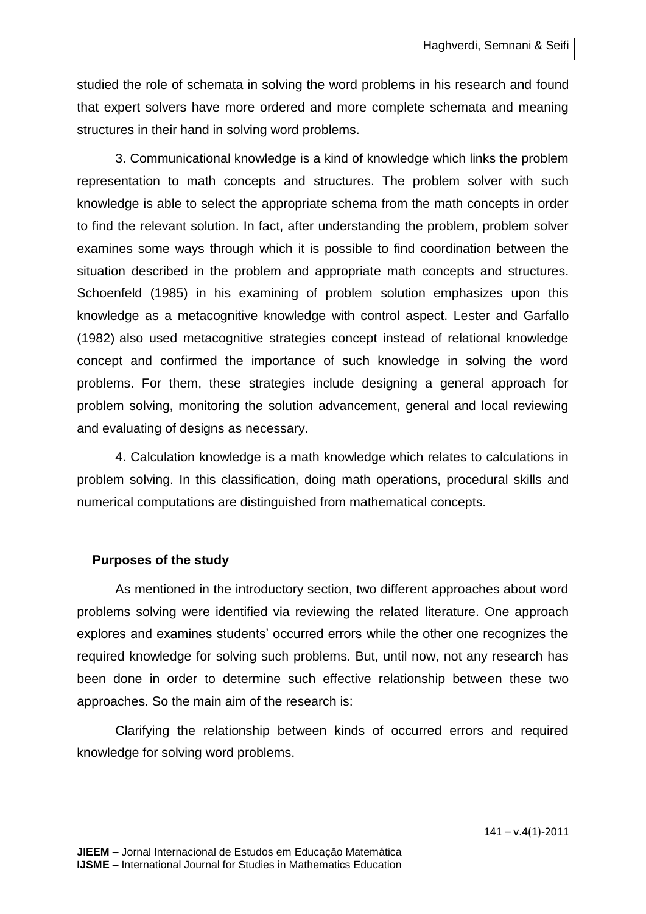studied the role of schemata in solving the word problems in his research and found that expert solvers have more ordered and more complete schemata and meaning structures in their hand in solving word problems.

3. Communicational knowledge is a kind of knowledge which links the problem representation to math concepts and structures. The problem solver with such knowledge is able to select the appropriate schema from the math concepts in order to find the relevant solution. In fact, after understanding the problem, problem solver examines some ways through which it is possible to find coordination between the situation described in the problem and appropriate math concepts and structures. Schoenfeld (1985) in his examining of problem solution emphasizes upon this knowledge as a metacognitive knowledge with control aspect. Lester and Garfallo (1982) also used metacognitive strategies concept instead of relational knowledge concept and confirmed the importance of such knowledge in solving the word problems. For them, these strategies include designing a general approach for problem solving, monitoring the solution advancement, general and local reviewing and evaluating of designs as necessary.

4. Calculation knowledge is a math knowledge which relates to calculations in problem solving. In this classification, doing math operations, procedural skills and numerical computations are distinguished from mathematical concepts.

## Purposes of the study

As mentioned in the introductory section, two different approaches about word problems solving were identified via reviewing the related literature. One approach explores and examines students' occurred errors while the other one recognizes the required knowledge for solving such problems. But, until now, not any research has been done in order to determine such effective relationship between these two approaches. So the main aim of the research is:

Clarifying the relationship between kinds of occurred errors and required knowledge for solving word problems.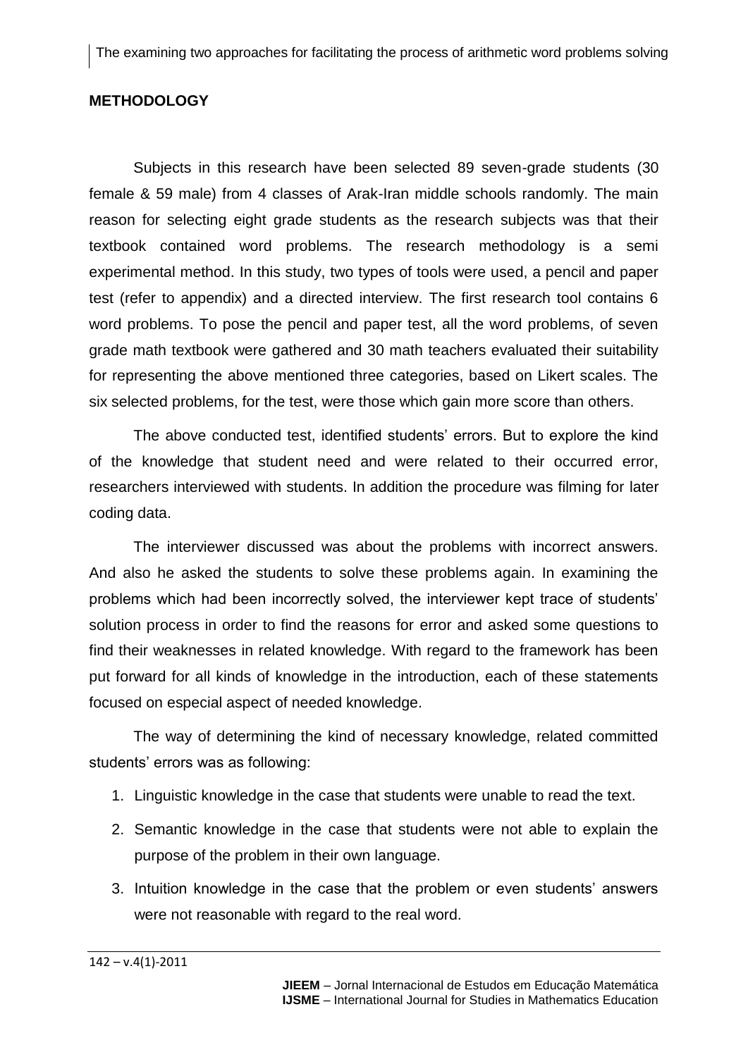## METHODOLOGY

Subjects in this research have been selected 89 seven-grade students (30 female & 59 male) from 4 classes of Arak-Iran middle schools randomly. The main reason for selecting eight grade students as the research subjects was that their textbook contained word problems. The research methodology is a semi experimental method. In this study, two types of tools were used, a pencil and paper test (refer to appendix) and a directed interview. The first research tool contains 6 word problems. To pose the pencil and paper test, all the word problems, of seven grade math textbook were gathered and 30 math teachers evaluated their suitability for representing the above mentioned three categories, based on Likert scales. The six selected problems, for the test, were those which gain more score than others.

The above conducted test, identified students' errors. But to explore the kind of the knowledge that student need and were related to their occurred error, researchers interviewed with students. In addition the procedure was filming for later coding data.

The interviewer discussed was about the problems with incorrect answers. And also he asked the students to solve these problems again. In examining the problems which had been incorrectly solved, the interviewer kept trace of students' solution process in order to find the reasons for error and asked some questions to find their weaknesses in related knowledge. With regard to the framework has been put forward for all kinds of knowledge in the introduction, each of these statements focused on especial aspect of needed knowledge.

The way of determining the kind of necessary knowledge, related committed students' errors was as following:

1. Linguistic knowledge in the case that students were unable to read the text.
2. Semantic knowledge in the case that students were not able to explain the purpose of the problem in their own language.
3. Intuition knowledge in the case that the problem or even students' answers were not reasonable with regard to the real word.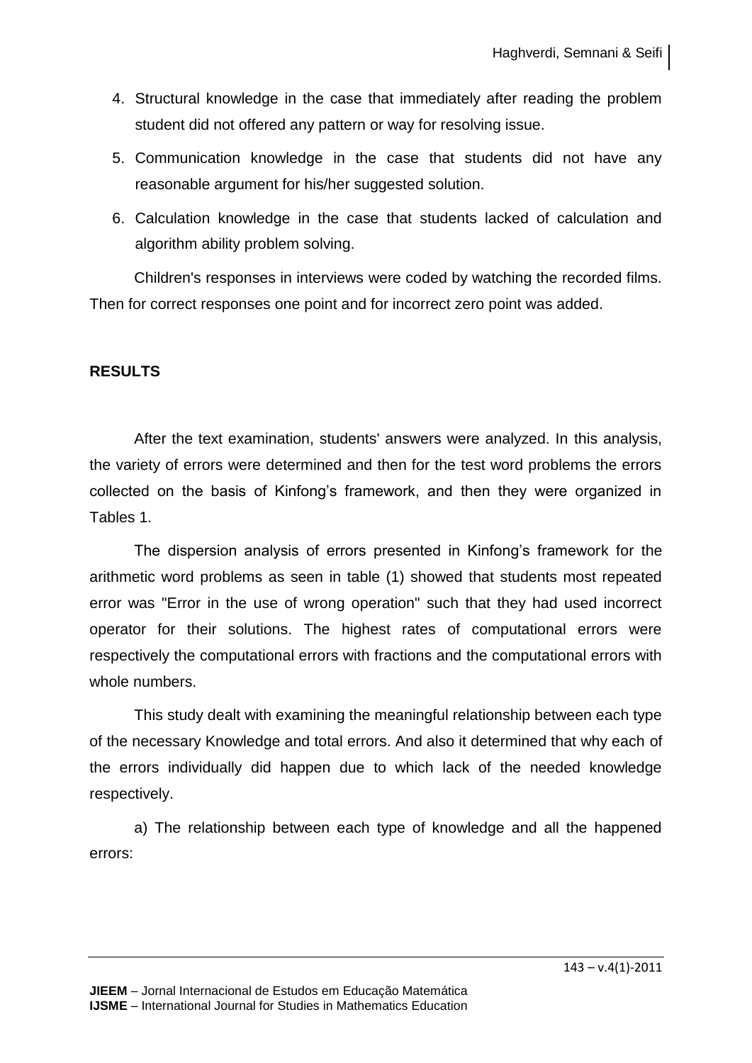4. Structural knowledge in the case that immediately after reading the problem student did not offered any pattern or way for resolving issue.
5. Communication knowledge in the case that students did not have any reasonable argument for his/her suggested solution.
6. Calculation knowledge in the case that students lacked of calculation and algorithm ability problem solving.

Children's responses in interviews were coded by watching the recorded films. Then for correct responses one point and for incorrect zero point was added.

## RESULTS

After the text examination, students' answers were analyzed. In this analysis, the variety of errors were determined and then for the test word problems the errors collected on the basis of Kinfong's framework, and then they were organized in Tables 1.

The dispersion analysis of errors presented in Kinfong's framework for the arithmetic word problems as seen in table (1) showed that students most repeated error was "Error in the use of wrong operation" such that they had used incorrect operator for their solutions. The highest rates of computational errors were respectively the computational errors with fractions and the computational errors with whole numbers.

This study dealt with examining the meaningful relationship between each type of the necessary Knowledge and total errors. And also it determined that why each of the errors individually did happen due to which lack of the needed knowledge respectively.

a) The relationship between each type of knowledge and all the happened errors: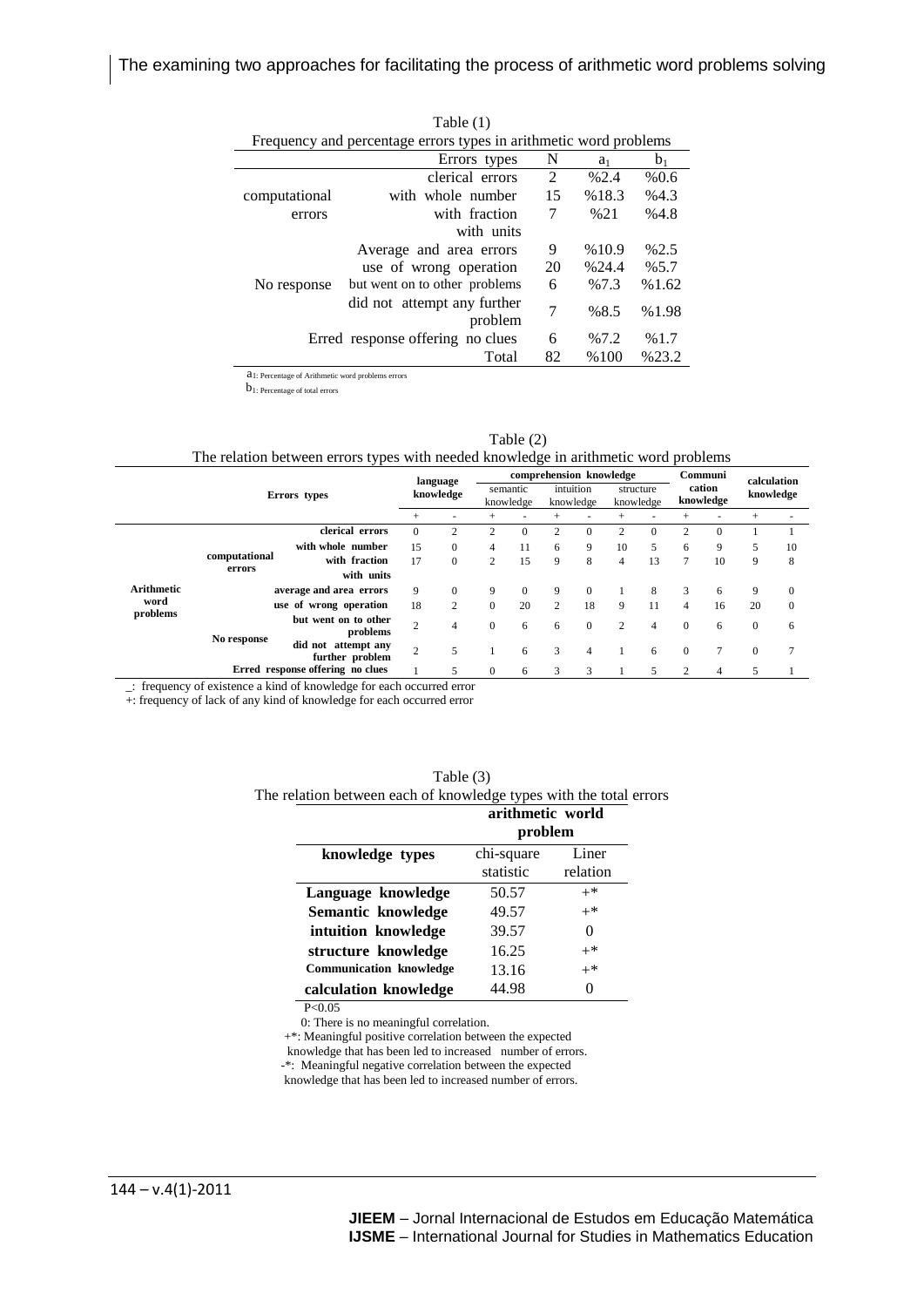Table (1)

Frequency and percentage errors types in arithmetic word problems

| | Errors types | N | $a_1$ | $b_1$ |
|---|---|---|---|---|
| | clerical errors | 2 | %2.4 | %0.6 |
| computational errors | with whole number | 15 | %18.3 | %4.3 |
| | with fraction | 7 | %21 | %4.8 |
| | with units | | | |
| | Average and area errors | 9 | %10.9 | %2.5 |
| | use of wrong operation | 20 | %24.4 | %5.7 |
| No response | but went on to other problems | 6 | %7.3 | %1.62 |
| | did not attempt any further problem | 7 | %8.5 | %1.98 |
| | Erred response offering no clues | 6 | %7.2 | %1.7 |
| | Total | 82 | %100 | %23.2 |

$a_1$: Percentage of Arithmetic word problems errors

$b_1$: Percentage of total errors

Table (2)

The relation between errors types with needed knowledge in arithmetic word problems

| Errors types | | | language knowledge | | comprehension knowledge | | | | | | Communi cation knowledge | | calculation knowledge | |
|---|---|---|---|---|---|---|---|---|---|---|---|---|---|---|
| | | | | | semantic knowledge | | intuition knowledge | | structure knowledge | | | | | |
| | | | + | - | + | - | + | - | + | - | + | - | + | - |
| Arithmetic word problems | computational errors | clerical errors | 0 | 2 | 2 | 0 | 2 | 0 | 2 | 0 | 2 | 0 | 1 | 1 |
| | | with whole number | 15 | 0 | 4 | 11 | 6 | 9 | 10 | 5 | 6 | 9 | 5 | 10 |
| | | with fraction | 17 | 0 | 2 | 15 | 9 | 8 | 4 | 13 | 7 | 10 | 9 | 8 |
| | | with units | | | | | | | | | | | | |
| | | average and area errors | 9 | 0 | 9 | 0 | 9 | 0 | 1 | 8 | 3 | 6 | 9 | 0 |
| | | use of wrong operation | 18 | 2 | 0 | 20 | 2 | 18 | 9 | 11 | 4 | 16 | 20 | 0 |
| | No response | but went on to other problems | 2 | 4 | 0 | 6 | 6 | 0 | 2 | 4 | 0 | 6 | 0 | 6 |
| | | did not attempt any further problem | 2 | 5 | 1 | 6 | 3 | 4 | 1 | 6 | 0 | 7 | 0 | 7 |
| | | Erred response offering no clues | 1 | 5 | 0 | 6 | 3 | 3 | 1 | 5 | 2 | 4 | 5 | 1 |

_: frequency of existence a kind of knowledge for each occurred error

+: frequency of lack of any kind of knowledge for each occurred error

Table (3)

The relation between each of knowledge types with the total errors

| | arithmetic world problem | |
|---|---|---|
| knowledge types | chi-square statistic | Liner relation |
| Language knowledge | 50.57 | +* |
| Semantic knowledge | 49.57 | +* |
| intuition knowledge | 39.57 | 0 |
| structure knowledge | 16.25 | +* |
| Communication knowledge | 13.16 | +* |
| calculation knowledge | 44.98 | 0 |

$P<0.05$

0: There is no meaningful correlation.

+*: Meaningful positive correlation between the expected knowledge that has been led to increased number of errors.

-*: Meaningful negative correlation between the expected knowledge that has been led to increased number of errors.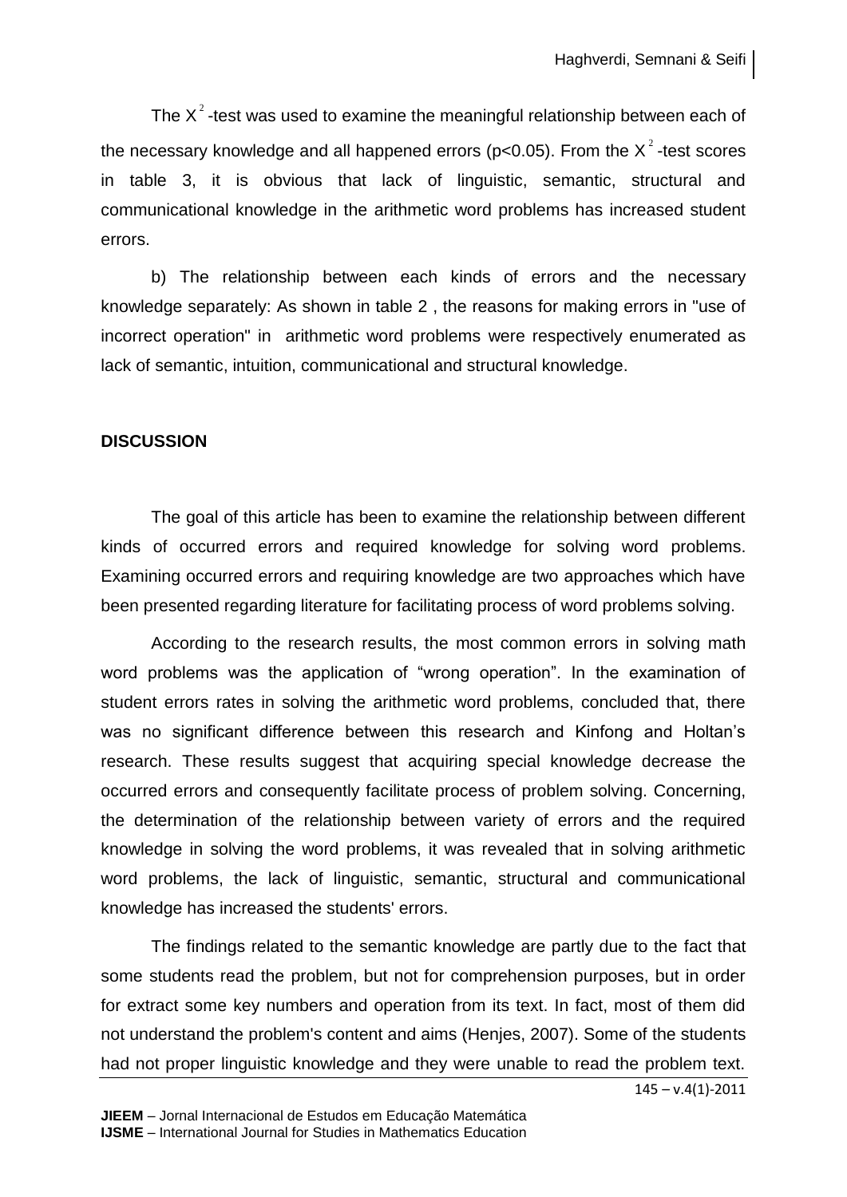The $X^2$-test was used to examine the meaningful relationship between each of the necessary knowledge and all happened errors ($p<0.05$). From the $X^2$-test scores in table 3, it is obvious that lack of linguistic, semantic, structural and communicational knowledge in the arithmetic word problems has increased student errors.

b) The relationship between each kinds of errors and the necessary knowledge separately: As shown in table 2 , the reasons for making errors in "use of incorrect operation" in arithmetic word problems were respectively enumerated as lack of semantic, intuition, communicational and structural knowledge.

## DISCUSSION

The goal of this article has been to examine the relationship between different kinds of occurred errors and required knowledge for solving word problems. Examining occurred errors and requiring knowledge are two approaches which have been presented regarding literature for facilitating process of word problems solving.

According to the research results, the most common errors in solving math word problems was the application of "wrong operation". In the examination of student errors rates in solving the arithmetic word problems, concluded that, there was no significant difference between this research and Kinfong and Holtan's research. These results suggest that acquiring special knowledge decrease the occurred errors and consequently facilitate process of problem solving. Concerning, the determination of the relationship between variety of errors and the required knowledge in solving the word problems, it was revealed that in solving arithmetic word problems, the lack of linguistic, semantic, structural and communicational knowledge has increased the students' errors.

The findings related to the semantic knowledge are partly due to the fact that some students read the problem, but not for comprehension purposes, but in order for extract some key numbers and operation from its text. In fact, most of them did not understand the problem's content and aims (Henjes, 2007). Some of the students had not proper linguistic knowledge and they were unable to read the problem text.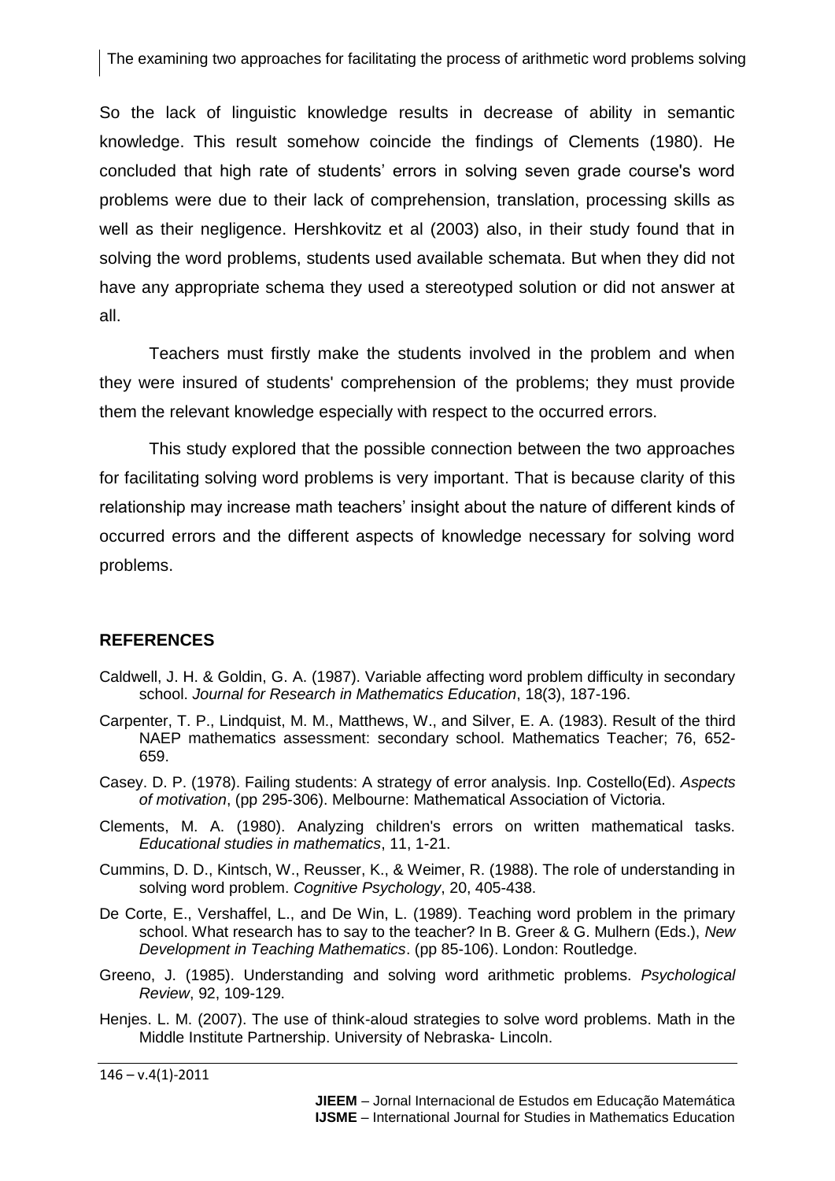So the lack of linguistic knowledge results in decrease of ability in semantic knowledge. This result somehow coincide the findings of Clements (1980). He concluded that high rate of students' errors in solving seven grade course's word problems were due to their lack of comprehension, translation, processing skills as well as their negligence. Hershkovitz et al (2003) also, in their study found that in solving the word problems, students used available schemata. But when they did not have any appropriate schema they used a stereotyped solution or did not answer at all.

Teachers must firstly make the students involved in the problem and when they were insured of students' comprehension of the problems; they must provide them the relevant knowledge especially with respect to the occurred errors.

This study explored that the possible connection between the two approaches for facilitating solving word problems is very important. That is because clarity of this relationship may increase math teachers' insight about the nature of different kinds of occurred errors and the different aspects of knowledge necessary for solving word problems.

## REFERENCES

Caldwell, J. H. & Goldin, G. A. (1987). Variable affecting word problem difficulty in secondary school. *Journal for Research in Mathematics Education*, 18(3), 187-196.

Carpenter, T. P., Lindquist, M. M., Matthews, W., and Silver, E. A. (1983). Result of the third NAEP mathematics assessment: secondary school. Mathematics Teacher; 76, 652-659.

Casey. D. P. (1978). Failing students: A strategy of error analysis. Inp. Costello(Ed). *Aspects of motivation*, (pp 295-306). Melbourne: Mathematical Association of Victoria.

Clements, M. A. (1980). Analyzing children's errors on written mathematical tasks. *Educational studies in mathematics*, 11, 1-21.

Cummins, D. D., Kintsch, W., Reusser, K., & Weimer, R. (1988). The role of understanding in solving word problem. *Cognitive Psychology*, 20, 405-438.

De Corte, E., Vershaffel, L., and De Win, L. (1989). Teaching word problem in the primary school. What research has to say to the teacher? In B. Greer & G. Mulhern (Eds.), *New Development in Teaching Mathematics*. (pp 85-106). London: Routledge.

Greeno, J. (1985). Understanding and solving word arithmetic problems. *Psychological Review*, 92, 109-129.

Henjes. L. M. (2007). The use of think-aloud strategies to solve word problems. Math in the Middle Institute Partnership. University of Nebraska- Lincoln.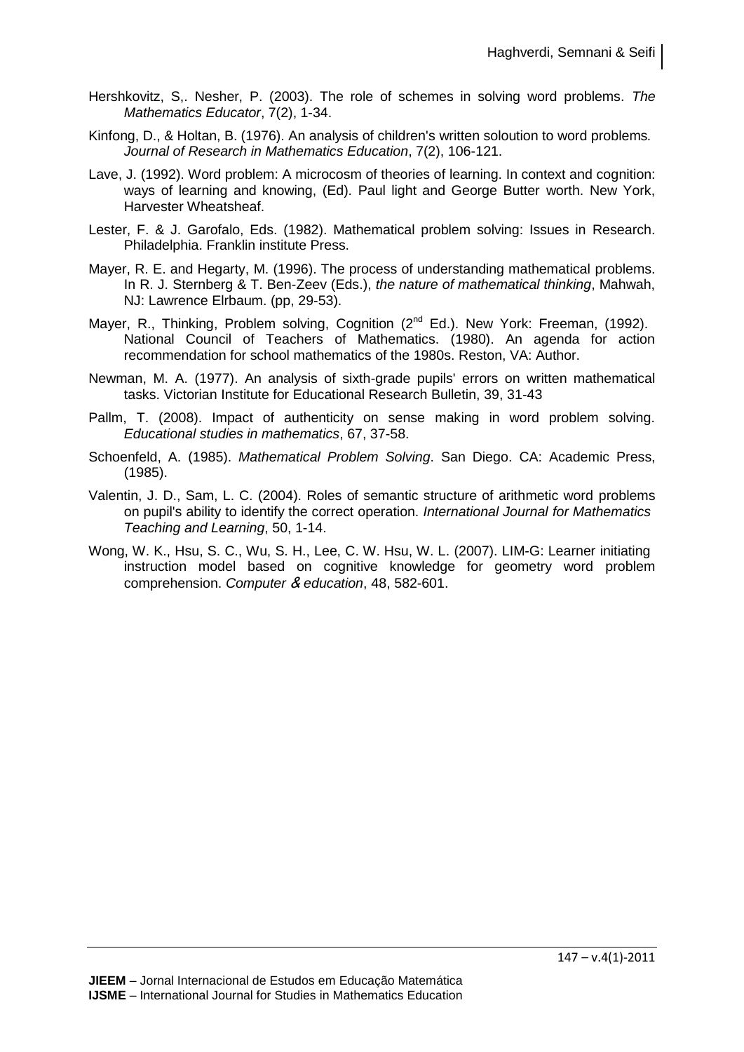Hershkovitz, S,. Nesher, P. (2003). The role of schemes in solving word problems. *The Mathematics Educator*, 7(2), 1-34.

Kinfong, D., & Holtan, B. (1976). An analysis of children's written soloution to word problems. *Journal of Research in Mathematics Education*, 7(2), 106-121.

Lave, J. (1992). Word problem: A microcosm of theories of learning. In context and cognition: ways of learning and knowing, (Ed). Paul light and George Butter worth. New York, Harvester Wheatsheaf.

Lester, F. & J. Garofalo, Eds. (1982). Mathematical problem solving: Issues in Research. Philadelphia. Franklin institute Press.

Mayer, R. E. and Hegarty, M. (1996). The process of understanding mathematical problems. In R. J. Sternberg & T. Ben-Zeev (Eds.), *the nature of mathematical thinking*, Mahwah, NJ: Lawrence Elrbaum. (pp, 29-53).

Mayer, R., Thinking, Problem solving, Cognition (2nd Ed.). New York: Freeman, (1992). National Council of Teachers of Mathematics. (1980). An agenda for action recommendation for school mathematics of the 1980s. Reston, VA: Author.

Newman, M. A. (1977). An analysis of sixth-grade pupils' errors on written mathematical tasks. Victorian Institute for Educational Research Bulletin, 39, 31-43

Pallm, T. (2008). Impact of authenticity on sense making in word problem solving. *Educational studies in mathematics*, 67, 37-58.

Schoenfeld, A. (1985). *Mathematical Problem Solving*. San Diego. CA: Academic Press, (1985).

Valentin, J. D., Sam, L. C. (2004). Roles of semantic structure of arithmetic word problems on pupil's ability to identify the correct operation. *International Journal for Mathematics Teaching and Learning*, 50, 1-14.

Wong, W. K., Hsu, S. C., Wu, S. H., Lee, C. W. Hsu, W. L. (2007). LIM-G: Learner initiating instruction model based on cognitive knowledge for geometry word problem comprehension. *Computer & education*, 48, 582-601.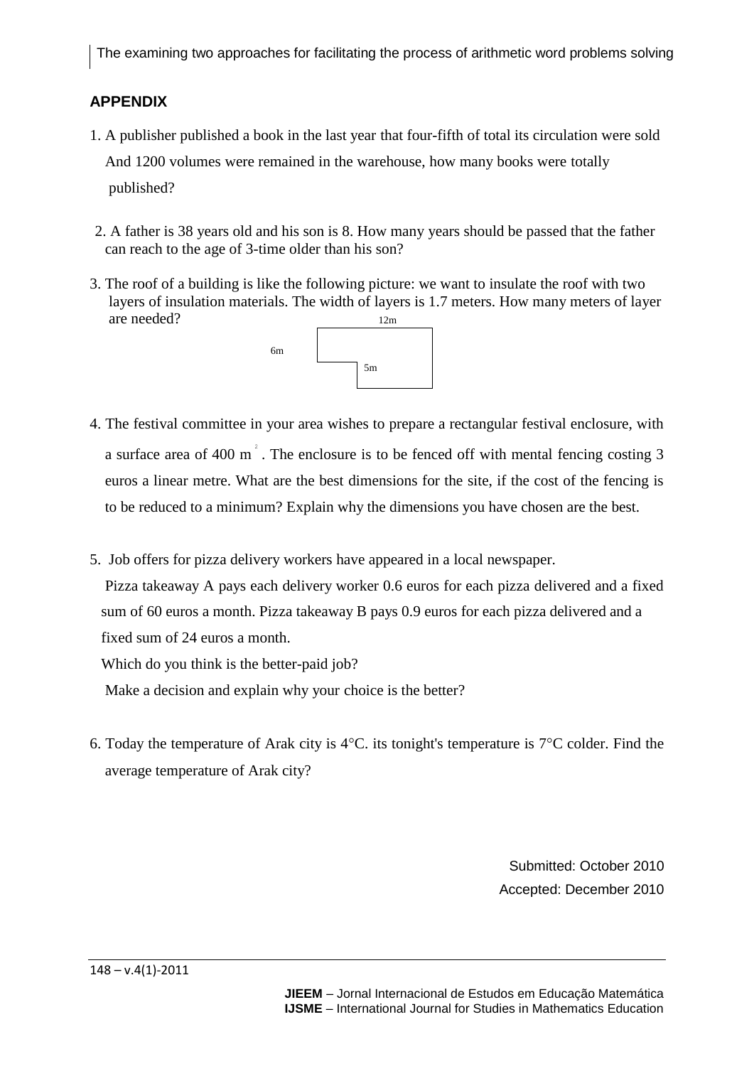## APPENDIX

1. A publisher published a book in the last year that four-fifth of total its circulation were sold And 1200 volumes were remained in the warehouse, how many books were totally published?

2. A father is 38 years old and his son is 8. How many years should be passed that the father can reach to the age of 3-time older than his son?

3. The roof of a building is like the following picture: we want to insulate the roof with two layers of insulation materials. The width of layers is 1.7 meters. How many meters of layer are needed?

12m

6m

5m

4. The festival committee in your area wishes to prepare a rectangular festival enclosure, with a surface area of 400 $m^2$. The enclosure is to be fenced off with mental fencing costing 3 euros a linear metre. What are the best dimensions for the site, if the cost of the fencing is to be reduced to a minimum? Explain why the dimensions you have chosen are the best.

5. Job offers for pizza delivery workers have appeared in a local newspaper.

   Pizza takeaway A pays each delivery worker 0.6 euros for each pizza delivered and a fixed sum of 60 euros a month. Pizza takeaway B pays 0.9 euros for each pizza delivered and a fixed sum of 24 euros a month.

   Which do you think is the better-paid job?

   Make a decision and explain why your choice is the better?

6. Today the temperature of Arak city is 4°C. its tonight's temperature is 7°C colder. Find the average temperature of Arak city?

Submitted: October 2010

Accepted: December 2010